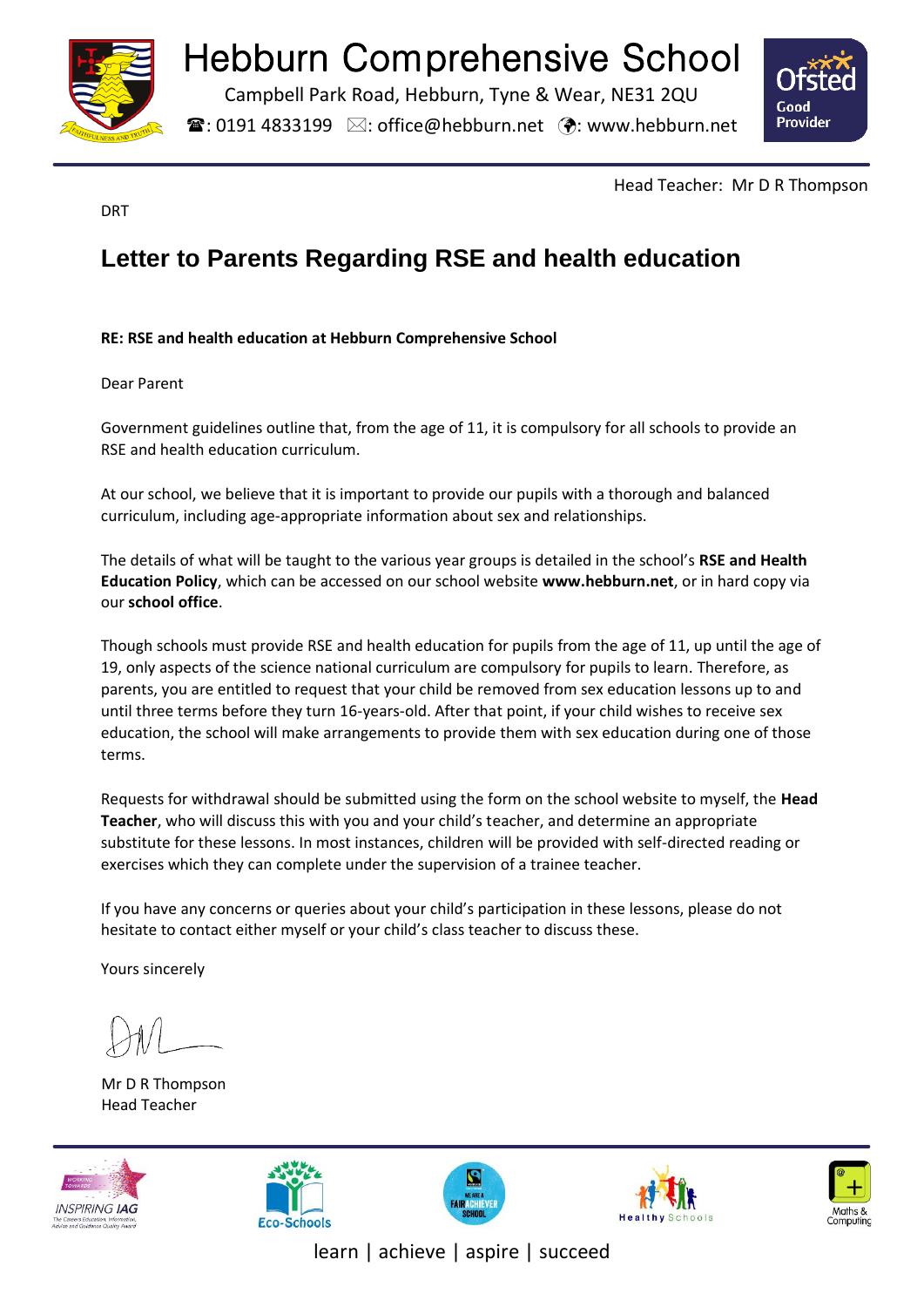# Hebburn Comprehensive School

Campbell Park Road, Hebburn, Tyne & Wear, NE31 2QU

☎: 0191 4833199 ✉: office@hebburn.net : www.hebburn.net

Head Teacher: Mr D R Thompson

DRT

## Letter to Parents Regarding RSE and health education

**RE: RSE and health education at Hebburn Comprehensive School**

Dear Parent

Government guidelines outline that, from the age of 11, it is compulsory for all schools to provide an RSE and health education curriculum.

At our school, we believe that it is important to provide our pupils with a thorough and balanced curriculum, including age-appropriate information about sex and relationships.

The details of what will be taught to the various year groups is detailed in the school's **RSE and Health Education Policy**, which can be accessed on our school website **www.hebburn.net**, or in hard copy via our **school office**.

Though schools must provide RSE and health education for pupils from the age of 11, up until the age of 19, only aspects of the science national curriculum are compulsory for pupils to learn. Therefore, as parents, you are entitled to request that your child be removed from sex education lessons up to and until three terms before they turn 16-years-old. After that point, if your child wishes to receive sex education, the school will make arrangements to provide them with sex education during one of those terms.

Requests for withdrawal should be submitted using the form on the school website to myself, the **Head Teacher**, who will discuss this with you and your child's teacher, and determine an appropriate substitute for these lessons. In most instances, children will be provided with self-directed reading or exercises which they can complete under the supervision of a trainee teacher.

If you have any concerns or queries about your child's participation in these lessons, please do not hesitate to contact either myself or your child's class teacher to discuss these.

Yours sincerely

Mr D R Thompson
Head Teacher

learn | achieve | aspire | succeed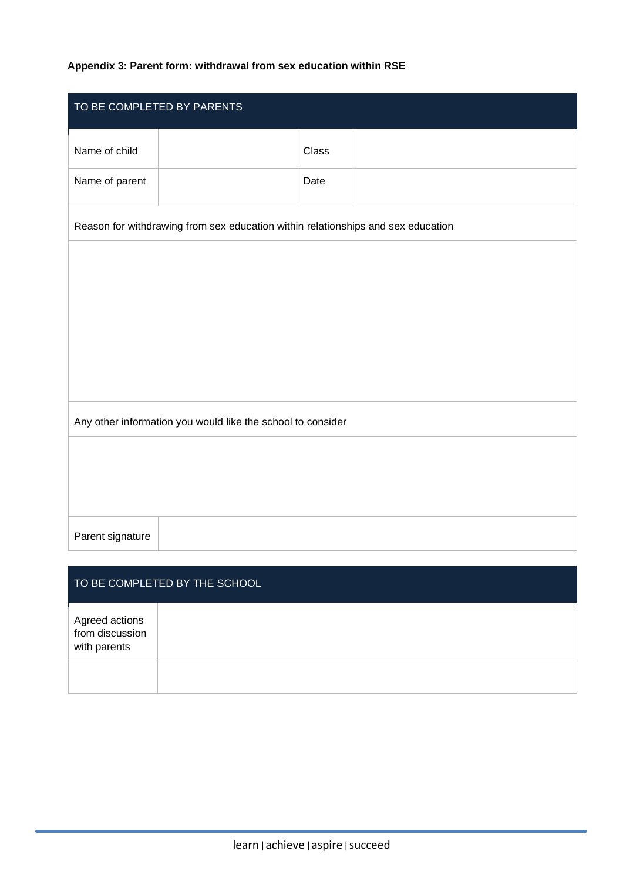**Appendix 3: Parent form: withdrawal from sex education within RSE**

| TO BE COMPLETED BY PARENTS | | | |
|---|---|---|---|
| Name of child | | Class | |
| Name of parent | | Date | |
| Reason for withdrawing from sex education within relationships and sex education | | | |
| | | | |
| Any other information you would like the school to consider | | | |
| | | | |
| Parent signature | | | |

| TO BE COMPLETED BY THE SCHOOL | |
|---|---|
| Agreed actions from discussion with parents | |
| | |